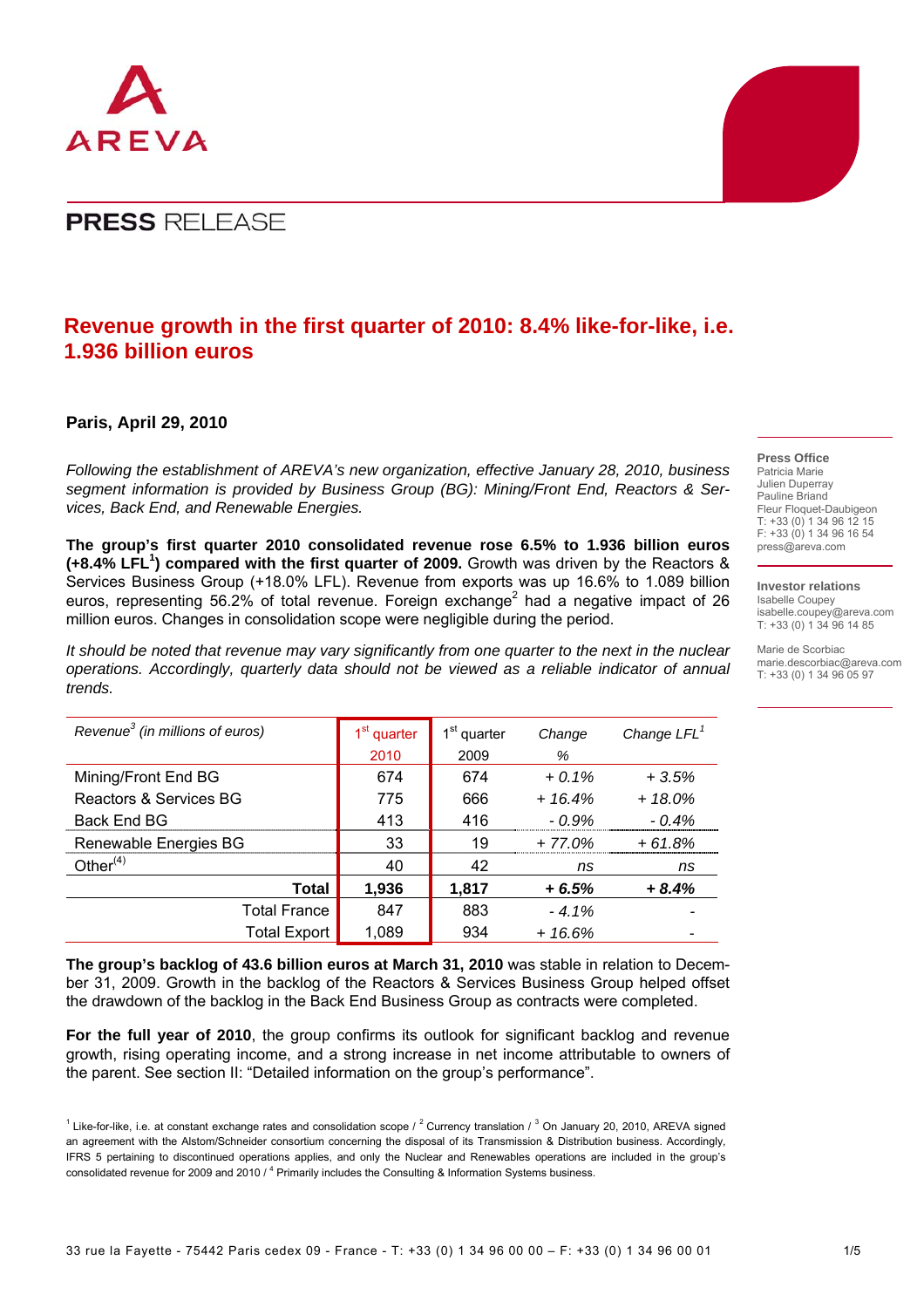AREVA

# PRESS RELEASE

## Revenue growth in the first quarter of 2010: 8.4% like-for-like, i.e. 1.936 billion euros

**Paris, April 29, 2010**

*Following the establishment of AREVA's new organization, effective January 28, 2010, business segment information is provided by Business Group (BG): Mining/Front End, Reactors & Services, Back End, and Renewable Energies.*

**The group's first quarter 2010 consolidated revenue rose 6.5% to 1.936 billion euros (+8.4% LFL[1]) compared with the first quarter of 2009.** Growth was driven by the Reactors & Services Business Group (+18.0% LFL). Revenue from exports was up 16.6% to 1.089 billion euros, representing 56.2% of total revenue. Foreign exchange[2] had a negative impact of 26 million euros. Changes in consolidation scope were negligible during the period.

*It should be noted that revenue may vary significantly from one quarter to the next in the nuclear operations. Accordingly, quarterly data should not be viewed as a reliable indicator of annual trends.*

| *Revenue[3] (in millions of euros)* | 1st quarter 2010 | 1st quarter 2009 | *Change %* | *Change LFL[1]* |
|---|---|---|---|---|
| Mining/Front End BG | 674 | 674 | *+ 0.1%* | *+ 3.5%* |
| Reactors & Services BG | 775 | 666 | *+ 16.4%* | *+ 18.0%* |
| Back End BG | 413 | 416 | *- 0.9%* | *- 0.4%* |
| Renewable Energies BG | 33 | 19 | *+ 77.0%* | *+ 61.8%* |
| Other[(4)] | 40 | 42 | *ns* | *ns* |
| **Total** | **1,936** | **1,817** | ***+ 6.5%*** | ***+ 8.4%*** |
| Total France | 847 | 883 | *- 4.1%* | - |
| Total Export | 1,089 | 934 | *+ 16.6%* | - |

**The group's backlog of 43.6 billion euros at March 31, 2010** was stable in relation to December 31, 2009. Growth in the backlog of the Reactors & Services Business Group helped offset the drawdown of the backlog in the Back End Business Group as contracts were completed.

**For the full year of 2010**, the group confirms its outlook for significant backlog and revenue growth, rising operating income, and a strong increase in net income attributable to owners of the parent. See section II: "Detailed information on the group's performance".

**Press Office**
Patricia Marie
Julien Duperray
Pauline Briand
Fleur Floquet-Daubigeon
T: +33 (0) 1 34 96 12 15
F: +33 (0) 1 34 96 16 54
press@areva.com

**Investor relations**
Isabelle Coupey
isabelle.coupey@areva.com
T: +33 (0) 1 34 96 14 85

Marie de Scorbiac
marie.descorbiac@areva.com
T: +33 (0) 1 34 96 05 97

[1] Like-for-like, i.e. at constant exchange rates and consolidation scope / [2] Currency translation / [3] On January 20, 2010, AREVA signed an agreement with the Alstom/Schneider consortium concerning the disposal of its Transmission & Distribution business. Accordingly, IFRS 5 pertaining to discontinued operations applies, and only the Nuclear and Renewables operations are included in the group's consolidated revenue for 2009 and 2010 / [4] Primarily includes the Consulting & Information Systems business.

33 rue la Fayette - 75442 Paris cedex 09 - France - T: +33 (0) 1 34 96 00 00 – F: +33 (0) 1 34 96 00 01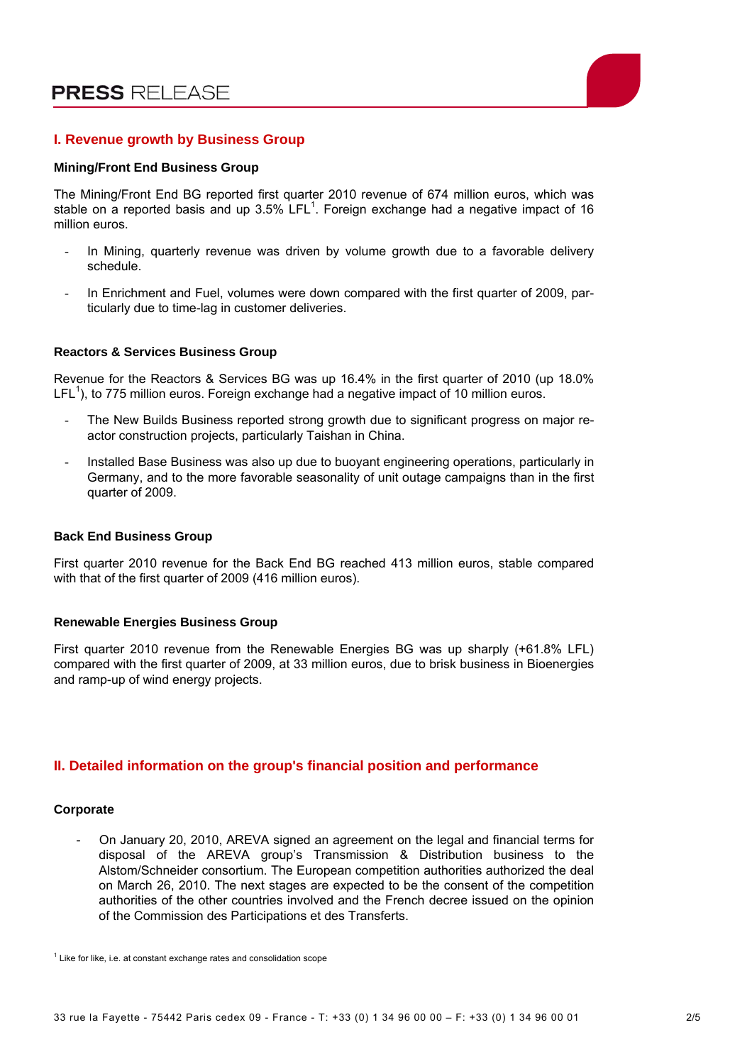## I. Revenue growth by Business Group

### Mining/Front End Business Group

The Mining/Front End BG reported first quarter 2010 revenue of 674 million euros, which was stable on a reported basis and up 3.5% LFL[1]. Foreign exchange had a negative impact of 16 million euros.

- In Mining, quarterly revenue was driven by volume growth due to a favorable delivery schedule.
- In Enrichment and Fuel, volumes were down compared with the first quarter of 2009, particularly due to time-lag in customer deliveries.

### Reactors & Services Business Group

Revenue for the Reactors & Services BG was up 16.4% in the first quarter of 2010 (up 18.0% LFL[1]), to 775 million euros. Foreign exchange had a negative impact of 10 million euros.

- The New Builds Business reported strong growth due to significant progress on major reactor construction projects, particularly Taishan in China.
- Installed Base Business was also up due to buoyant engineering operations, particularly in Germany, and to the more favorable seasonality of unit outage campaigns than in the first quarter of 2009.

### Back End Business Group

First quarter 2010 revenue for the Back End BG reached 413 million euros, stable compared with that of the first quarter of 2009 (416 million euros).

### Renewable Energies Business Group

First quarter 2010 revenue from the Renewable Energies BG was up sharply (+61.8% LFL) compared with the first quarter of 2009, at 33 million euros, due to brisk business in Bioenergies and ramp-up of wind energy projects.

## II. Detailed information on the group's financial position and performance

### Corporate

- On January 20, 2010, AREVA signed an agreement on the legal and financial terms for disposal of the AREVA group's Transmission & Distribution business to the Alstom/Schneider consortium. The European competition authorities authorized the deal on March 26, 2010. The next stages are expected to be the consent of the competition authorities of the other countries involved and the French decree issued on the opinion of the Commission des Participations et des Transferts.

[1] Like for like, i.e. at constant exchange rates and consolidation scope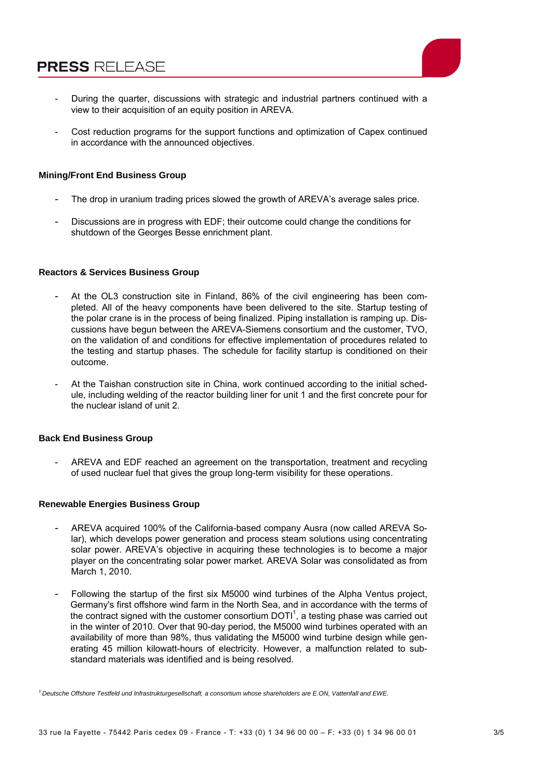- During the quarter, discussions with strategic and industrial partners continued with a view to their acquisition of an equity position in AREVA.
- Cost reduction programs for the support functions and optimization of Capex continued in accordance with the announced objectives.

**Mining/Front End Business Group**

- The drop in uranium trading prices slowed the growth of AREVA's average sales price.
- Discussions are in progress with EDF; their outcome could change the conditions for shutdown of the Georges Besse enrichment plant.

**Reactors & Services Business Group**

- At the OL3 construction site in Finland, 86% of the civil engineering has been completed. All of the heavy components have been delivered to the site. Startup testing of the polar crane is in the process of being finalized. Piping installation is ramping up. Discussions have begun between the AREVA-Siemens consortium and the customer, TVO, on the validation of and conditions for effective implementation of procedures related to the testing and startup phases. The schedule for facility startup is conditioned on their outcome.
- At the Taishan construction site in China, work continued according to the initial schedule, including welding of the reactor building liner for unit 1 and the first concrete pour for the nuclear island of unit 2.

**Back End Business Group**

- AREVA and EDF reached an agreement on the transportation, treatment and recycling of used nuclear fuel that gives the group long-term visibility for these operations.

**Renewable Energies Business Group**

- AREVA acquired 100% of the California-based company Ausra (now called AREVA Solar), which develops power generation and process steam solutions using concentrating solar power. AREVA's objective in acquiring these technologies is to become a major player on the concentrating solar power market. AREVA Solar was consolidated as from March 1, 2010.
- Following the startup of the first six M5000 wind turbines of the Alpha Ventus project, Germany's first offshore wind farm in the North Sea, and in accordance with the terms of the contract signed with the customer consortium DOTI[1], a testing phase was carried out in the winter of 2010. Over that 90-day period, the M5000 wind turbines operated with an availability of more than 98%, thus validating the M5000 wind turbine design while generating 45 million kilowatt-hours of electricity. However, a malfunction related to substandard materials was identified and is being resolved.

*[1] Deutsche Offshore Testfeld und Infrastrukturgesellschaft, a consortium whose shareholders are E.ON, Vattenfall and EWE.*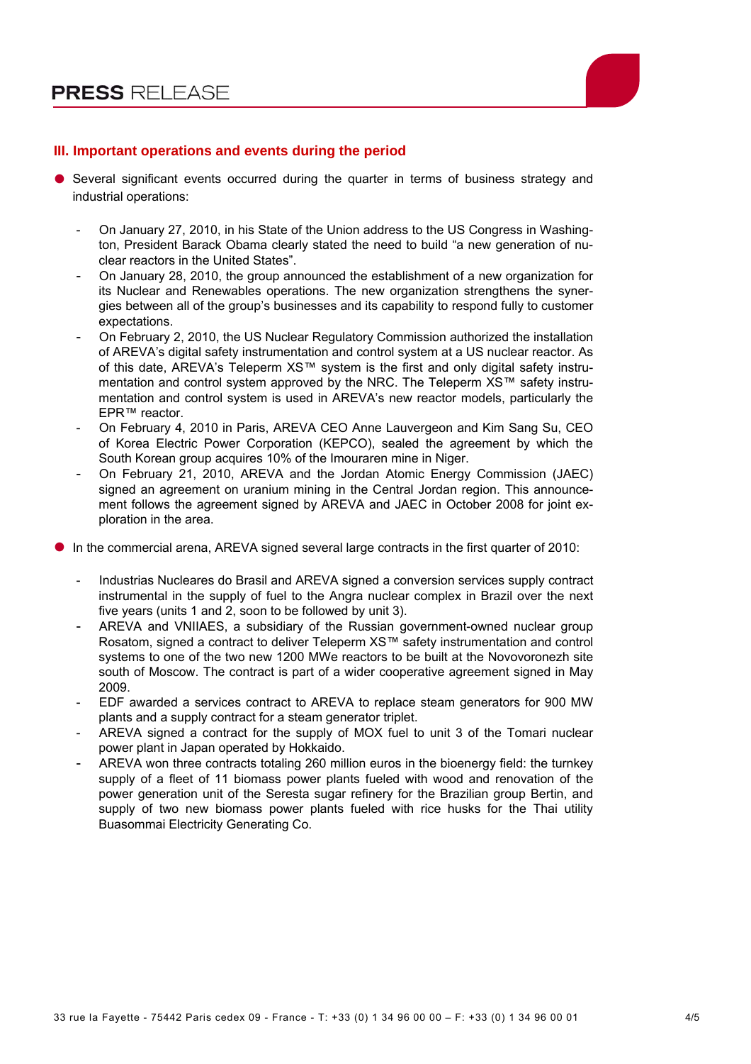### III. Important operations and events during the period

- Several significant events occurred during the quarter in terms of business strategy and industrial operations:

  - On January 27, 2010, in his State of the Union address to the US Congress in Washington, President Barack Obama clearly stated the need to build "a new generation of nuclear reactors in the United States".
  - On January 28, 2010, the group announced the establishment of a new organization for its Nuclear and Renewables operations. The new organization strengthens the synergies between all of the group's businesses and its capability to respond fully to customer expectations.
  - On February 2, 2010, the US Nuclear Regulatory Commission authorized the installation of AREVA's digital safety instrumentation and control system at a US nuclear reactor. As of this date, AREVA's Teleperm XS™ system is the first and only digital safety instrumentation and control system approved by the NRC. The Teleperm XS™ safety instrumentation and control system is used in AREVA's new reactor models, particularly the EPR™ reactor.
  - On February 4, 2010 in Paris, AREVA CEO Anne Lauvergeon and Kim Sang Su, CEO of Korea Electric Power Corporation (KEPCO), sealed the agreement by which the South Korean group acquires 10% of the Imouraren mine in Niger.
  - On February 21, 2010, AREVA and the Jordan Atomic Energy Commission (JAEC) signed an agreement on uranium mining in the Central Jordan region. This announcement follows the agreement signed by AREVA and JAEC in October 2008 for joint exploration in the area.

- In the commercial arena, AREVA signed several large contracts in the first quarter of 2010:

  - Industrias Nucleares do Brasil and AREVA signed a conversion services supply contract instrumental in the supply of fuel to the Angra nuclear complex in Brazil over the next five years (units 1 and 2, soon to be followed by unit 3).
  - AREVA and VNIIAES, a subsidiary of the Russian government-owned nuclear group Rosatom, signed a contract to deliver Teleperm XS™ safety instrumentation and control systems to one of the two new 1200 MWe reactors to be built at the Novovoronezh site south of Moscow. The contract is part of a wider cooperative agreement signed in May 2009.
  - EDF awarded a services contract to AREVA to replace steam generators for 900 MW plants and a supply contract for a steam generator triplet.
  - AREVA signed a contract for the supply of MOX fuel to unit 3 of the Tomari nuclear power plant in Japan operated by Hokkaido.
  - AREVA won three contracts totaling 260 million euros in the bioenergy field: the turnkey supply of a fleet of 11 biomass power plants fueled with wood and renovation of the power generation unit of the Seresta sugar refinery for the Brazilian group Bertin, and supply of two new biomass power plants fueled with rice husks for the Thai utility Buasommai Electricity Generating Co.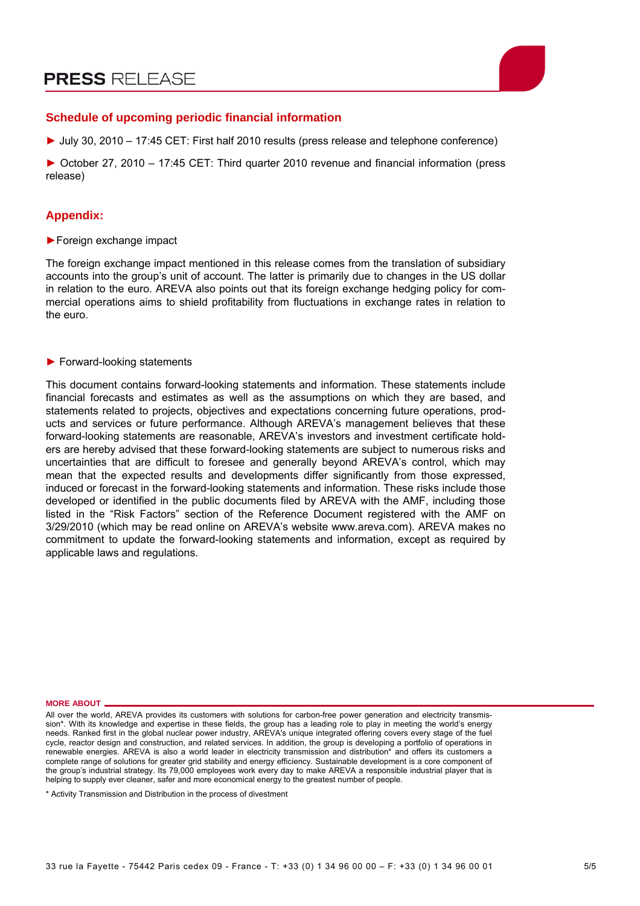## Schedule of upcoming periodic financial information

► July 30, 2010 – 17:45 CET: First half 2010 results (press release and telephone conference)

► October 27, 2010 – 17:45 CET: Third quarter 2010 revenue and financial information (press release)

## Appendix:

►Foreign exchange impact

The foreign exchange impact mentioned in this release comes from the translation of subsidiary accounts into the group's unit of account. The latter is primarily due to changes in the US dollar in relation to the euro. AREVA also points out that its foreign exchange hedging policy for commercial operations aims to shield profitability from fluctuations in exchange rates in relation to the euro.

► Forward-looking statements

This document contains forward-looking statements and information. These statements include financial forecasts and estimates as well as the assumptions on which they are based, and statements related to projects, objectives and expectations concerning future operations, products and services or future performance. Although AREVA's management believes that these forward-looking statements are reasonable, AREVA's investors and investment certificate holders are hereby advised that these forward-looking statements are subject to numerous risks and uncertainties that are difficult to foresee and generally beyond AREVA's control, which may mean that the expected results and developments differ significantly from those expressed, induced or forecast in the forward-looking statements and information. These risks include those developed or identified in the public documents filed by AREVA with the AMF, including those listed in the "Risk Factors" section of the Reference Document registered with the AMF on 3/29/2010 (which may be read online on AREVA's website www.areva.com). AREVA makes no commitment to update the forward-looking statements and information, except as required by applicable laws and regulations.

**MORE ABOUT**

All over the world, AREVA provides its customers with solutions for carbon-free power generation and electricity transmission*. With its knowledge and expertise in these fields, the group has a leading role to play in meeting the world's energy needs. Ranked first in the global nuclear power industry, AREVA's unique integrated offering covers every stage of the fuel cycle, reactor design and construction, and related services. In addition, the group is developing a portfolio of operations in renewable energies. AREVA is also a world leader in electricity transmission and distribution* and offers its customers a complete range of solutions for greater grid stability and energy efficiency. Sustainable development is a core component of the group's industrial strategy. Its 79,000 employees work every day to make AREVA a responsible industrial player that is helping to supply ever cleaner, safer and more economical energy to the greatest number of people.

* Activity Transmission and Distribution in the process of divestment

33 rue la Fayette - 75442 Paris cedex 09 - France - T: +33 (0) 1 34 96 00 00 – F: +33 (0) 1 34 96 00 01